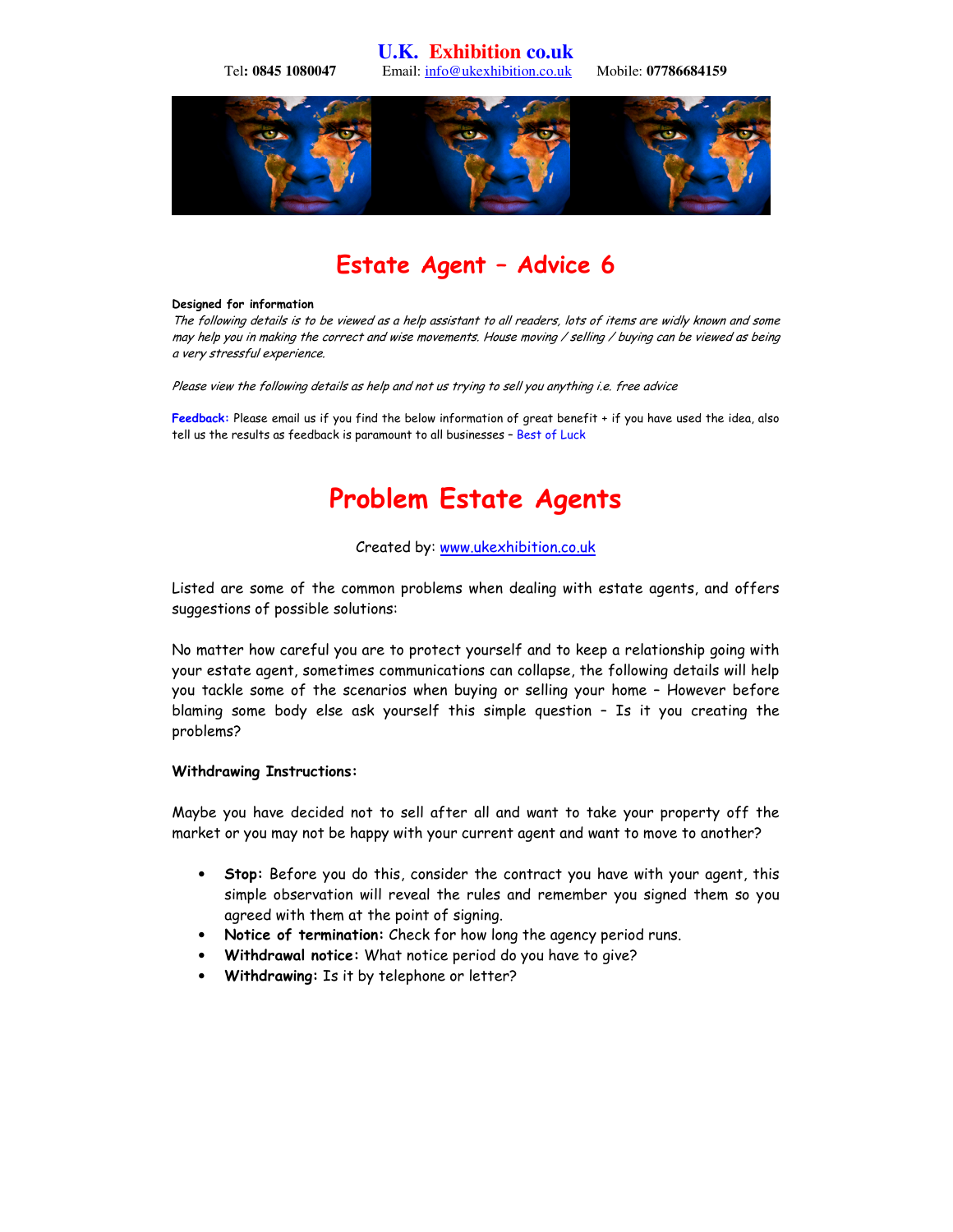**U.K. Exhibition co.uk**

Tel: **0845 1080047** Email: info@ukexhibition.co.uk Mobile: **07786684159**

# Estate Agent – Advice 6

**Designed for information**

*The following details is to be viewed as a help assistant to all readers, lots of items are widly known and some may help you in making the correct and wise movements. House moving / selling / buying can be viewed as being a very stressful experience.*

*Please view the following details as help and not us trying to sell you anything i.e. free advice*

**Feedback:** Please email us if you find the below information of great benefit + if you have used the idea, also tell us the results as feedback is paramount to all businesses – Best of Luck

# Problem Estate Agents

Created by: www.ukexhibition.co.uk

Listed are some of the common problems when dealing with estate agents, and offers suggestions of possible solutions:

No matter how careful you are to protect yourself and to keep a relationship going with your estate agent, sometimes communications can collapse, the following details will help you tackle some of the scenarios when buying or selling your home – However before blaming some body else ask yourself this simple question – Is it you creating the problems?

**Withdrawing Instructions:**

Maybe you have decided not to sell after all and want to take your property off the market or you may not be happy with your current agent and want to move to another?

- **Stop:** Before you do this, consider the contract you have with your agent, this simple observation will reveal the rules and remember you signed them so you agreed with them at the point of signing.
- **Notice of termination:** Check for how long the agency period runs.
- **Withdrawal notice:** What notice period do you have to give?
- **Withdrawing:** Is it by telephone or letter?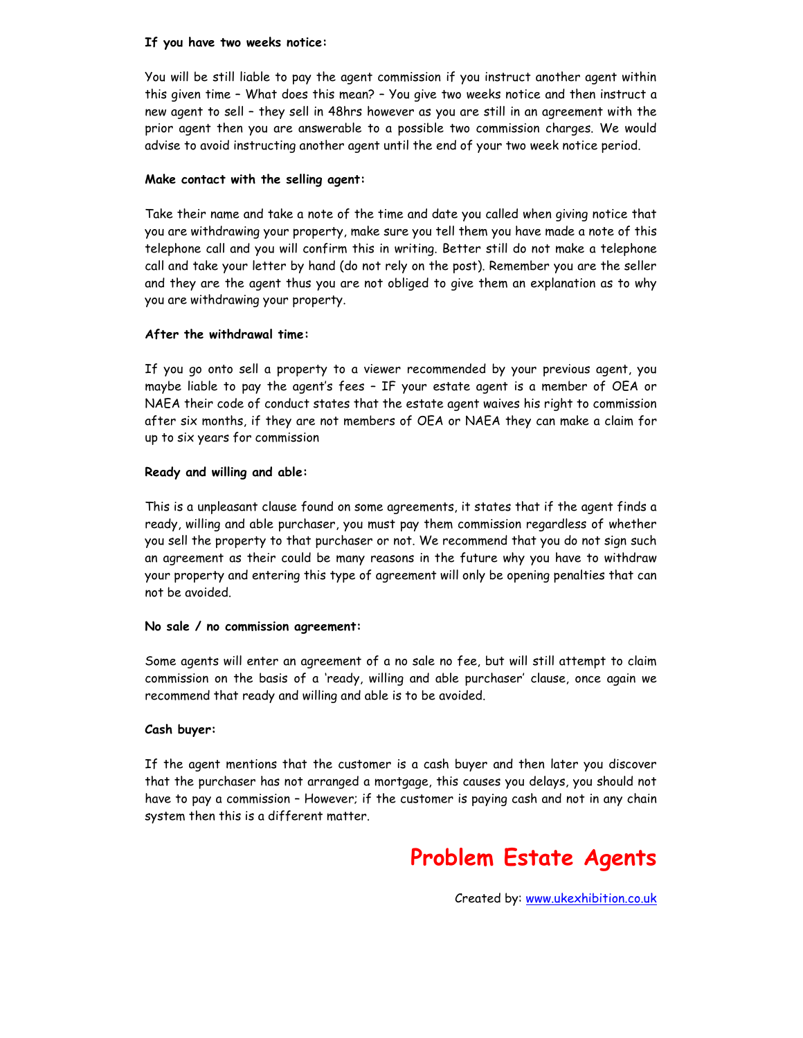**If you have two weeks notice:**

You will be still liable to pay the agent commission if you instruct another agent within this given time – What does this mean? – You give two weeks notice and then instruct a new agent to sell – they sell in 48hrs however as you are still in an agreement with the prior agent then you are answerable to a possible two commission charges. We would advise to avoid instructing another agent until the end of your two week notice period.

**Make contact with the selling agent:**

Take their name and take a note of the time and date you called when giving notice that you are withdrawing your property, make sure you tell them you have made a note of this telephone call and you will confirm this in writing. Better still do not make a telephone call and take your letter by hand (do not rely on the post). Remember you are the seller and they are the agent thus you are not obliged to give them an explanation as to why you are withdrawing your property.

**After the withdrawal time:**

If you go onto sell a property to a viewer recommended by your previous agent, you maybe liable to pay the agent's fees – IF your estate agent is a member of OEA or NAEA their code of conduct states that the estate agent waives his right to commission after six months, if they are not members of OEA or NAEA they can make a claim for up to six years for commission

**Ready and willing and able:**

This is a unpleasant clause found on some agreements, it states that if the agent finds a ready, willing and able purchaser, you must pay them commission regardless of whether you sell the property to that purchaser or not. We recommend that you do not sign such an agreement as their could be many reasons in the future why you have to withdraw your property and entering this type of agreement will only be opening penalties that can not be avoided.

**No sale / no commission agreement:**

Some agents will enter an agreement of a no sale no fee, but will still attempt to claim commission on the basis of a 'ready, willing and able purchaser' clause, once again we recommend that ready and willing and able is to be avoided.

**Cash buyer:**

If the agent mentions that the customer is a cash buyer and then later you discover that the purchaser has not arranged a mortgage, this causes you delays, you should not have to pay a commission – However; if the customer is paying cash and not in any chain system then this is a different matter.

## Problem Estate Agents

Created by: [www.ukexhibition.co.uk](www.ukexhibition.co.uk)